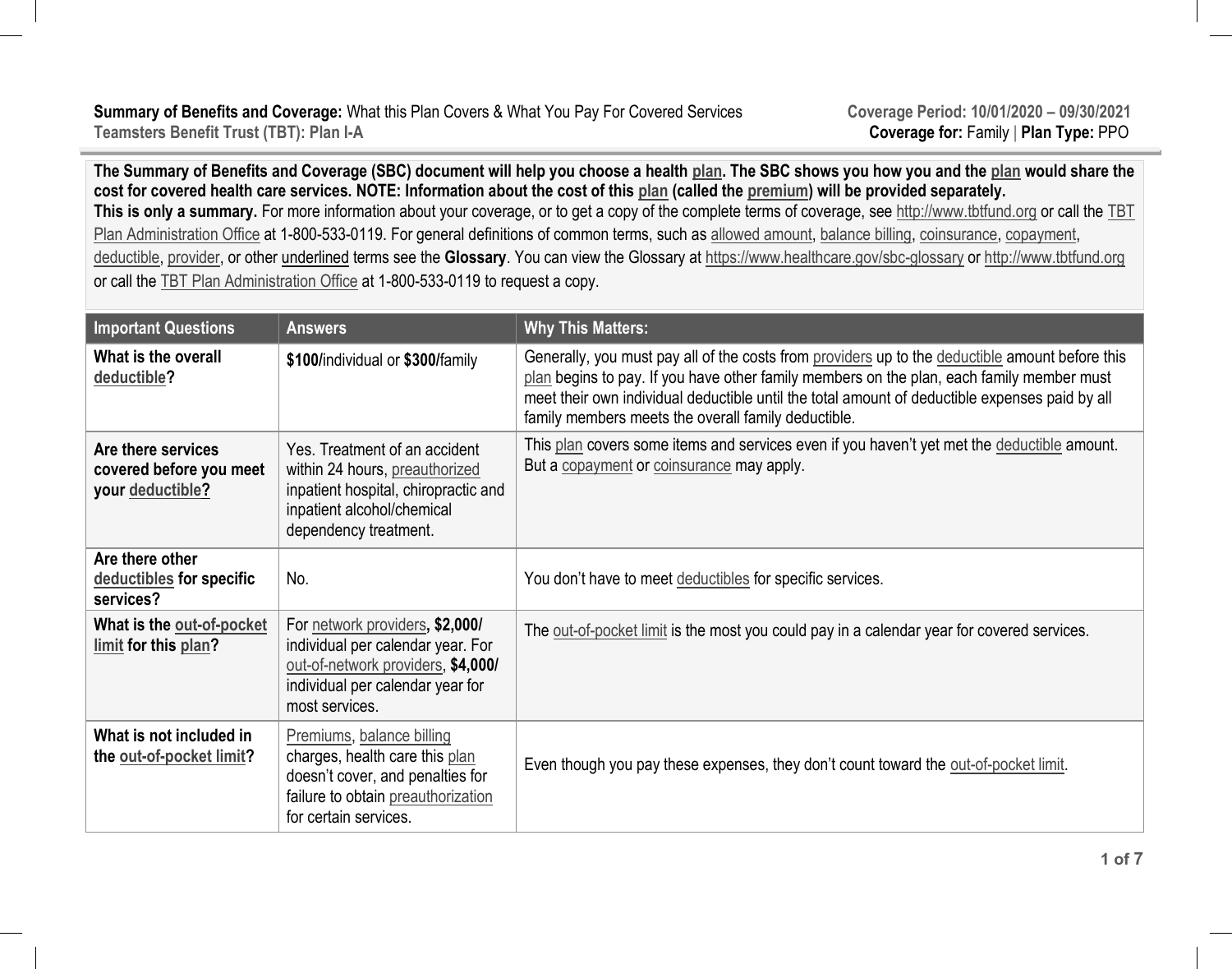**Summary of Benefits and Coverage:** What this Plan Covers & What You Pay For Covered Services
**Teamsters Benefit Trust (TBT): Plan I-A**

**Coverage Period: 10/01/2020 – 09/30/2021**
**Coverage for:** Family | **Plan Type:** PPO

**The Summary of Benefits and Coverage (SBC) document will help you choose a health plan. The SBC shows you how you and the plan would share the cost for covered health care services. NOTE: Information about the cost of this plan (called the premium) will be provided separately.**
**This is only a summary.** For more information about your coverage, or to get a copy of the complete terms of coverage, see http://www.tbtfund.org or call the TBT Plan Administration Office at 1-800-533-0119. For general definitions of common terms, such as allowed amount, balance billing, coinsurance, copayment, deductible, provider, or other underlined terms see the **Glossary**. You can view the Glossary at https://www.healthcare.gov/sbc-glossary or http://www.tbtfund.org or call the TBT Plan Administration Office at 1-800-533-0119 to request a copy.

| Important Questions | Answers | Why This Matters: |
|---|---|---|
| **What is the overall deductible?** | **$100/**individual or **$300/**family | Generally, you must pay all of the costs from providers up to the deductible amount before this plan begins to pay. If you have other family members on the plan, each family member must meet their own individual deductible until the total amount of deductible expenses paid by all family members meets the overall family deductible. |
| **Are there services covered before you meet your deductible?** | Yes. Treatment of an accident within 24 hours, preauthorized inpatient hospital, chiropractic and inpatient alcohol/chemical dependency treatment. | This plan covers some items and services even if you haven't yet met the deductible amount. But a copayment or coinsurance may apply. |
| **Are there other deductibles for specific services?** | No. | You don't have to meet deductibles for specific services. |
| **What is the out-of-pocket limit for this plan?** | For network providers**, $2,000/** individual per calendar year. For out-of-network providers, **$4,000/** individual per calendar year for most services. | The out-of-pocket limit is the most you could pay in a calendar year for covered services. |
| **What is not included in the out-of-pocket limit?** | Premiums, balance billing charges, health care this plan doesn't cover, and penalties for failure to obtain preauthorization for certain services. | Even though you pay these expenses, they don't count toward the out-of-pocket limit. |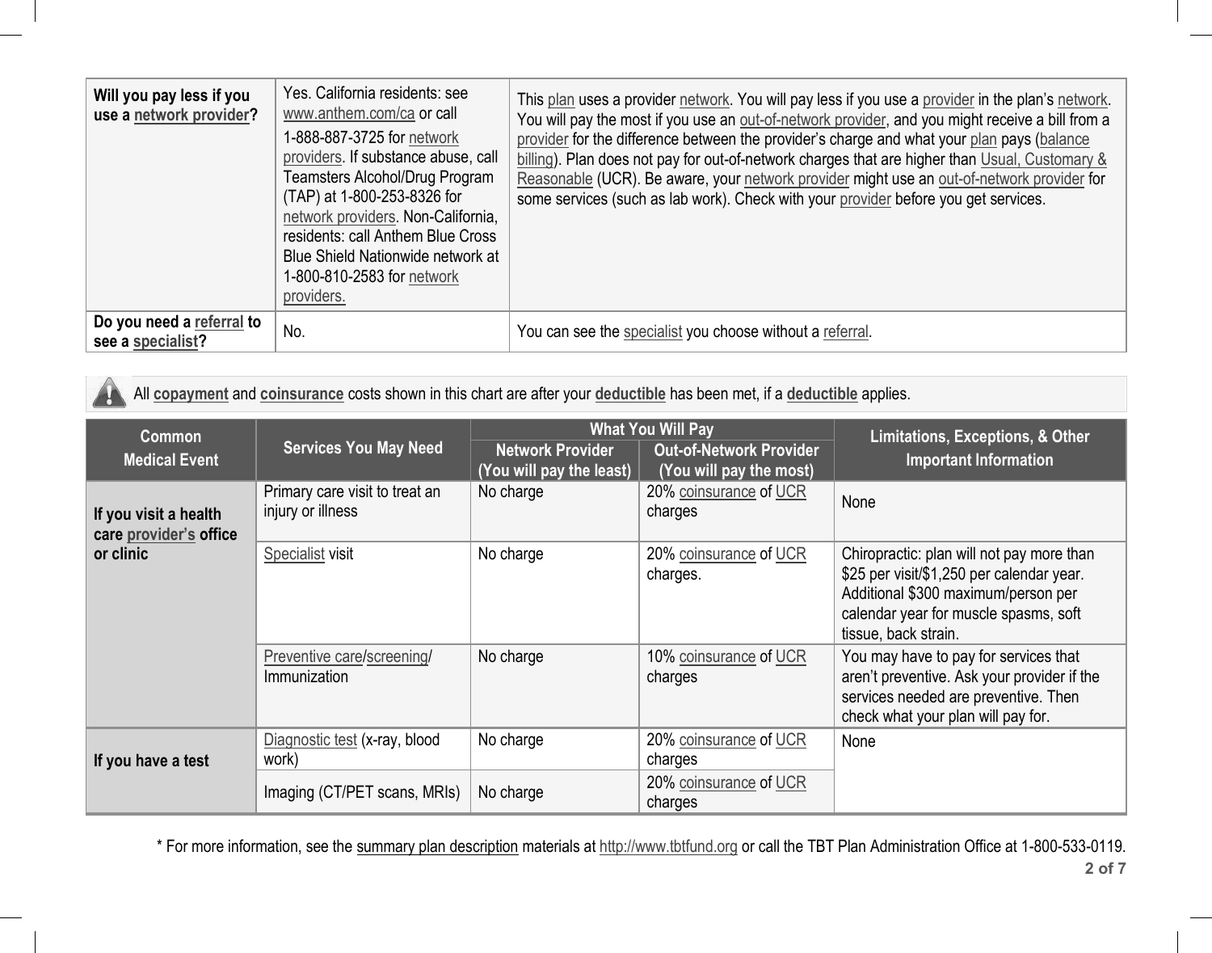| | | |
|---|---|---|
| **Will you pay less if you use a network provider?** | Yes. California residents: see www.anthem.com/ca or call 1-888-887-3725 for network providers. If substance abuse, call Teamsters Alcohol/Drug Program (TAP) at 1-800-253-8326 for network providers. Non-California, residents: call Anthem Blue Cross Blue Shield Nationwide network at 1-800-810-2583 for network providers. | This plan uses a provider network. You will pay less if you use a provider in the plan's network. You will pay the most if you use an out-of-network provider, and you might receive a bill from a provider for the difference between the provider's charge and what your plan pays (balance billing). Plan does not pay for out-of-network charges that are higher than Usual, Customary & Reasonable (UCR). Be aware, your network provider might use an out-of-network provider for some services (such as lab work). Check with your provider before you get services. |
| **Do you need a referral to see a specialist?** | No. | You can see the specialist you choose without a referral. |

All **copayment** and **coinsurance** costs shown in this chart are after your **deductible** has been met, if a **deductible** applies.

| Common Medical Event | Services You May Need | What You Will Pay | | Limitations, Exceptions, & Other Important Information |
|---|---|---|---|---|
| | | Network Provider (You will pay the least) | Out-of-Network Provider (You will pay the most) | |
| **If you visit a health care provider's office or clinic** | Primary care visit to treat an injury or illness | No charge | 20% coinsurance of UCR charges | None |
| | Specialist visit | No charge | 20% coinsurance of UCR charges. | Chiropractic: plan will not pay more than $25 per visit/$1,250 per calendar year. Additional $300 maximum/person per calendar year for muscle spasms, soft tissue, back strain. |
| | Preventive care/screening/ Immunization | No charge | 10% coinsurance of UCR charges | You may have to pay for services that aren't preventive. Ask your provider if the services needed are preventive. Then check what your plan will pay for. |
| **If you have a test** | Diagnostic test (x-ray, blood work) | No charge | 20% coinsurance of UCR charges | None |
| | Imaging (CT/PET scans, MRIs) | No charge | 20% coinsurance of UCR charges | |

* For more information, see the summary plan description materials at http://www.tbtfund.org or call the TBT Plan Administration Office at 1-800-533-0119.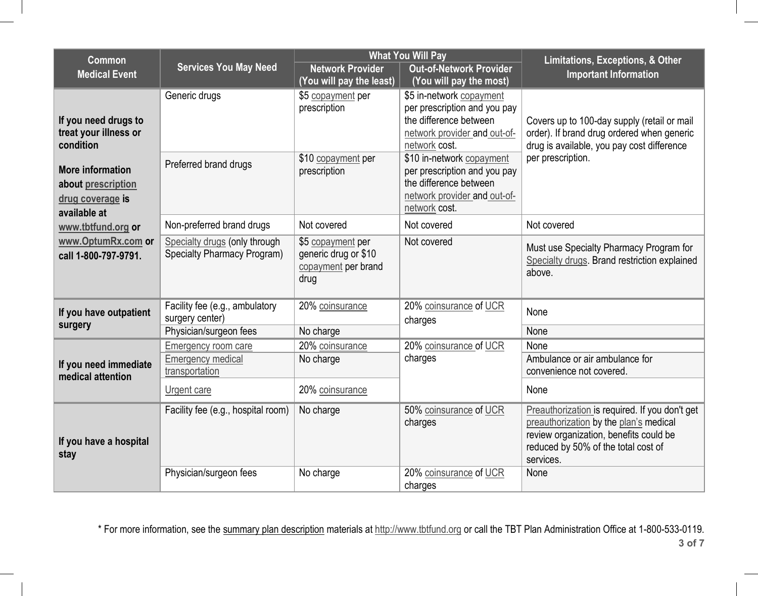| Common Medical Event | Services You May Need | What You Will Pay | | Limitations, Exceptions, & Other Important Information |
|---|---|---|---|---|
| | | Network Provider (You will pay the least) | Out-of-Network Provider (You will pay the most) | |
| If you need drugs to treat your illness or condition<br><br>More information about prescription drug coverage is available at www.tbtfund.org or www.OptumRx.com or call 1-800-797-9791. | Generic drugs | $5 copayment per prescription | $5 in-network copayment per prescription and you pay the difference between network provider and out-of-network cost. | Covers up to 100-day supply (retail or mail order). If brand drug ordered when generic drug is available, you pay cost difference per prescription. |
| | Preferred brand drugs | $10 copayment per prescription | $10 in-network copayment per prescription and you pay the difference between network provider and out-of-network cost. | |
| | Non-preferred brand drugs | Not covered | Not covered | Not covered |
| | Specialty drugs (only through Specialty Pharmacy Program) | $5 copayment per generic drug or $10 copayment per brand drug | Not covered | Must use Specialty Pharmacy Program for Specialty drugs. Brand restriction explained above. |
| If you have outpatient surgery | Facility fee (e.g., ambulatory surgery center) | 20% coinsurance | 20% coinsurance of UCR charges | None |
| | Physician/surgeon fees | No charge | | None |
| If you need immediate medical attention | Emergency room care | 20% coinsurance | 20% coinsurance of UCR charges | None |
| | Emergency medical transportation | No charge | | Ambulance or air ambulance for convenience not covered. |
| | Urgent care | 20% coinsurance | | None |
| If you have a hospital stay | Facility fee (e.g., hospital room) | No charge | 50% coinsurance of UCR charges | Preauthorization is required. If you don't get preauthorization by the plan's medical review organization, benefits could be reduced by 50% of the total cost of services. |
| | Physician/surgeon fees | No charge | 20% coinsurance of UCR charges | None |

* For more information, see the summary plan description materials at http://www.tbtfund.org or call the TBT Plan Administration Office at 1-800-533-0119.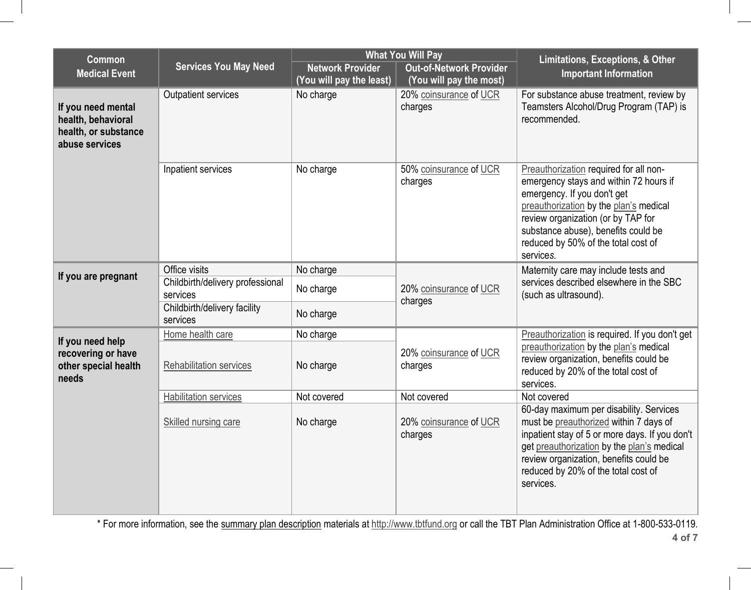| Common Medical Event | Services You May Need | What You Will Pay | | Limitations, Exceptions, & Other Important Information |
|---|---|---|---|---|
| | | Network Provider (You will pay the least) | Out-of-Network Provider (You will pay the most) | |
| If you need mental health, behavioral health, or substance abuse services | Outpatient services | No charge | 20% coinsurance of UCR charges | For substance abuse treatment, review by Teamsters Alcohol/Drug Program (TAP) is recommended. |
| | Inpatient services | No charge | 50% coinsurance of UCR charges | Preauthorization required for all non-emergency stays and within 72 hours if emergency. If you don't get preauthorization by the plan's medical review organization (or by TAP for substance abuse), benefits could be reduced by 50% of the total cost of services. |
| If you are pregnant | Office visits | No charge | 20% coinsurance of UCR charges | Maternity care may include tests and services described elsewhere in the SBC (such as ultrasound). |
| | Childbirth/delivery professional services | No charge | 20% coinsurance of UCR charges | |
| | Childbirth/delivery facility services | No charge | 20% coinsurance of UCR charges | |
| If you need help recovering or have other special health needs | Home health care | No charge | 20% coinsurance of UCR charges | Preauthorization is required. If you don't get preauthorization by the plan's medical review organization, benefits could be reduced by 20% of the total cost of services. |
| | Rehabilitation services | No charge | 20% coinsurance of UCR charges | |
| | Habilitation services | Not covered | Not covered | Not covered |
| | Skilled nursing care | No charge | 20% coinsurance of UCR charges | 60-day maximum per disability. Services must be preauthorized within 7 days of inpatient stay of 5 or more days. If you don't get preauthorization by the plan's medical review organization, benefits could be reduced by 20% of the total cost of services. |

* For more information, see the summary plan description materials at http://www.tbtfund.org or call the TBT Plan Administration Office at 1-800-533-0119.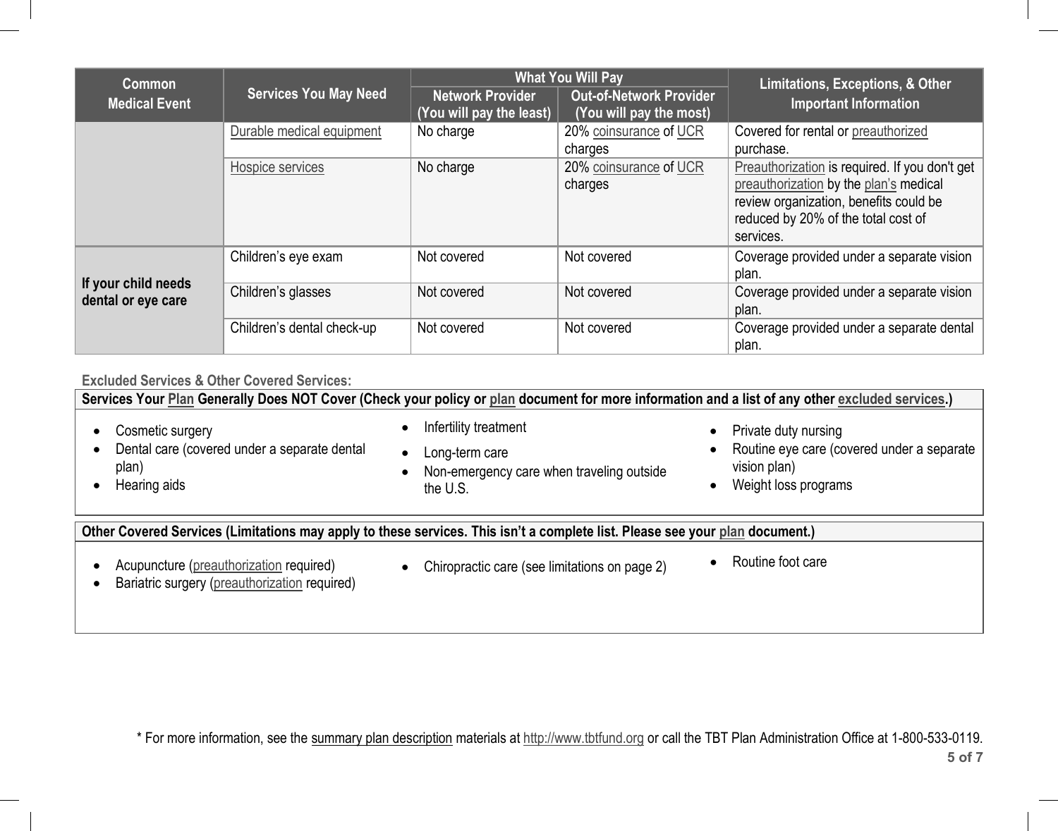| Common Medical Event | Services You May Need | What You Will Pay | | Limitations, Exceptions, & Other Important Information |
|---|---|---|---|---|
| | | Network Provider (You will pay the least) | Out-of-Network Provider (You will pay the most) | |
| | Durable medical equipment | No charge | 20% coinsurance of UCR charges | Covered for rental or preauthorized purchase. |
| | Hospice services | No charge | 20% coinsurance of UCR charges | Preauthorization is required. If you don't get preauthorization by the plan's medical review organization, benefits could be reduced by 20% of the total cost of services. |
| **If your child needs dental or eye care** | Children's eye exam | Not covered | Not covered | Coverage provided under a separate vision plan. |
| | Children's glasses | Not covered | Not covered | Coverage provided under a separate vision plan. |
| | Children's dental check-up | Not covered | Not covered | Coverage provided under a separate dental plan. |

**Excluded Services & Other Covered Services:**

**Services Your Plan Generally Does NOT Cover (Check your policy or plan document for more information and a list of any other excluded services.)**

- Cosmetic surgery
- Dental care (covered under a separate dental plan)
- Hearing aids
- Infertility treatment
- Long-term care
- Non-emergency care when traveling outside the U.S.
- Private duty nursing
- Routine eye care (covered under a separate vision plan)
- Weight loss programs

**Other Covered Services (Limitations may apply to these services. This isn't a complete list. Please see your plan document.)**

- Acupuncture (preauthorization required)
- Bariatric surgery (preauthorization required)
- Chiropractic care (see limitations on page 2)
- Routine foot care

* For more information, see the summary plan description materials at http://www.tbtfund.org or call the TBT Plan Administration Office at 1-800-533-0119.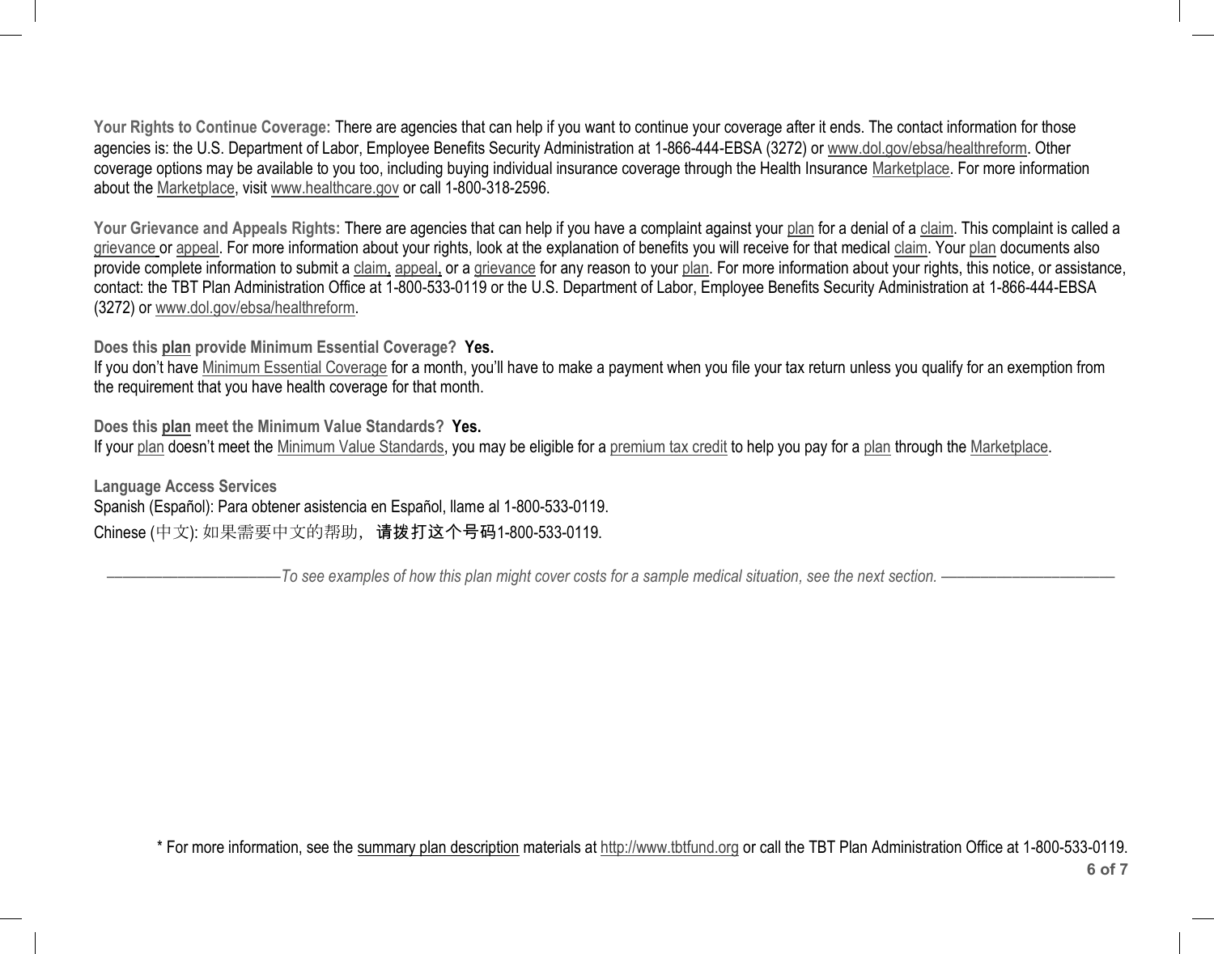**Your Rights to Continue Coverage:** There are agencies that can help if you want to continue your coverage after it ends. The contact information for those agencies is: the U.S. Department of Labor, Employee Benefits Security Administration at 1-866-444-EBSA (3272) or www.dol.gov/ebsa/healthreform. Other coverage options may be available to you too, including buying individual insurance coverage through the Health Insurance Marketplace. For more information about the Marketplace, visit www.healthcare.gov or call 1-800-318-2596.

**Your Grievance and Appeals Rights:** There are agencies that can help if you have a complaint against your plan for a denial of a claim. This complaint is called a grievance or appeal. For more information about your rights, look at the explanation of benefits you will receive for that medical claim. Your plan documents also provide complete information to submit a claim, appeal, or a grievance for any reason to your plan. For more information about your rights, this notice, or assistance, contact: the TBT Plan Administration Office at 1-800-533-0119 or the U.S. Department of Labor, Employee Benefits Security Administration at 1-866-444-EBSA (3272) or www.dol.gov/ebsa/healthreform.

**Does this plan provide Minimum Essential Coverage? Yes.**

If you don't have Minimum Essential Coverage for a month, you'll have to make a payment when you file your tax return unless you qualify for an exemption from the requirement that you have health coverage for that month.

**Does this plan meet the Minimum Value Standards? Yes.**

If your plan doesn't meet the Minimum Value Standards, you may be eligible for a premium tax credit to help you pay for a plan through the Marketplace.

**Language Access Services**

Spanish (Español): Para obtener asistencia en Español, llame al 1-800-533-0119.

Chinese (中文): 如果需要中文的帮助， **请拨打这个号码**1-800-533-0119.

*––––––––––––––––––––––To see examples of how this plan might cover costs for a sample medical situation, see the next section. ––––––––––––––––––––––*

* For more information, see the summary plan description materials at http://www.tbtfund.org or call the TBT Plan Administration Office at 1-800-533-0119.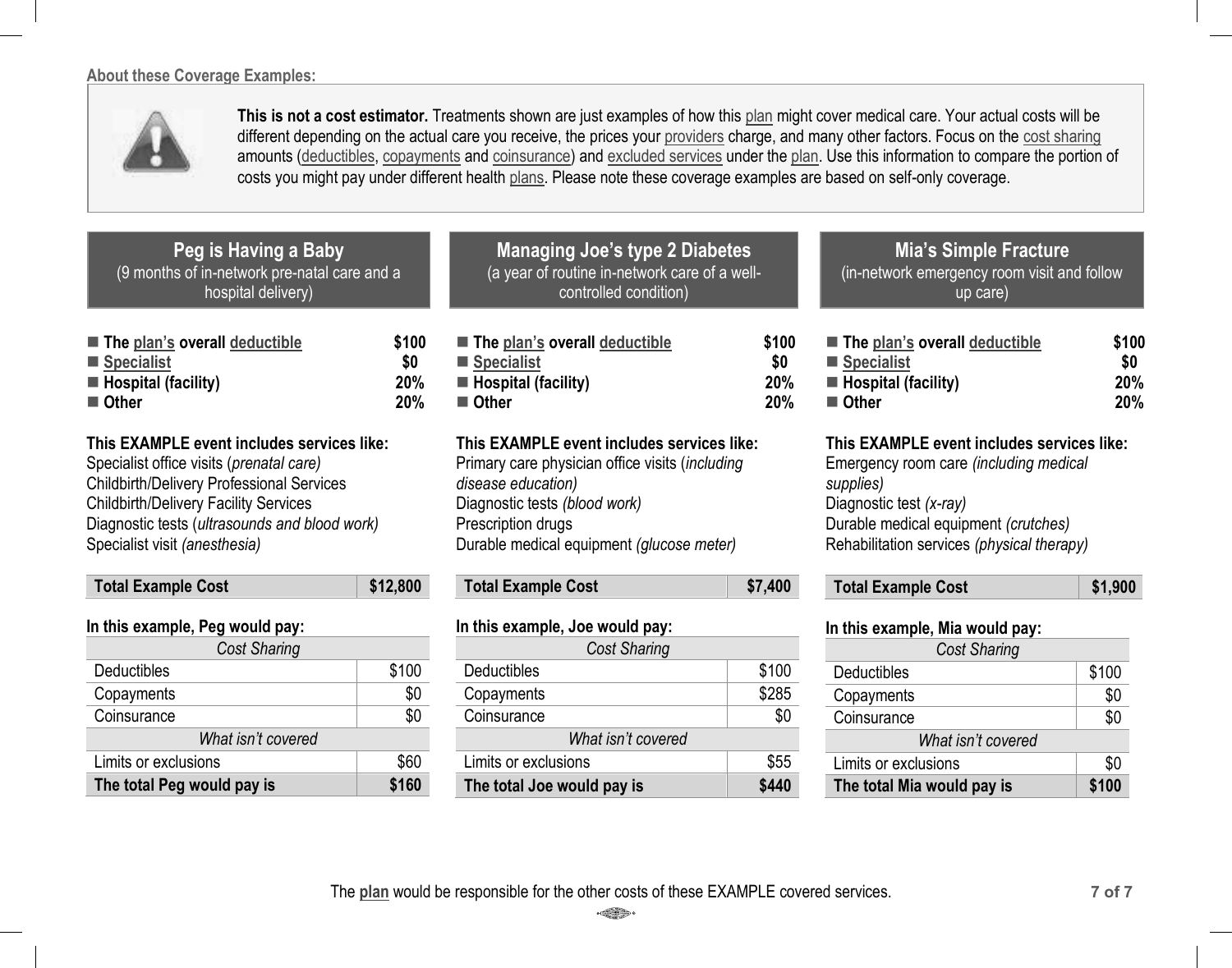**About these Coverage Examples:**

**This is not a cost estimator.** Treatments shown are just examples of how this plan might cover medical care. Your actual costs will be different depending on the actual care you receive, the prices your providers charge, and many other factors. Focus on the cost sharing amounts (deductibles, copayments and coinsurance) and excluded services under the plan. Use this information to compare the portion of costs you might pay under different health plans. Please note these coverage examples are based on self-only coverage.

## Peg is Having a Baby

(9 months of in-network pre-natal care and a hospital delivery)

| | |
|---|---|
| ■ **The plan's overall deductible** | **$100** |
| ■ **Specialist** | **$0** |
| ■ **Hospital (facility)** | **20%** |
| ■ **Other** | **20%** |

**This EXAMPLE event includes services like:**
Specialist office visits (*prenatal care)*
Childbirth/Delivery Professional Services
Childbirth/Delivery Facility Services
Diagnostic tests (*ultrasounds and blood work)*
Specialist visit *(anesthesia)*

| **Total Example Cost** | **$12,800** |
|---|---|

**In this example, Peg would pay:**

| *Cost Sharing* | |
|---|---|
| Deductibles | $100 |
| Copayments | $0 |
| Coinsurance | $0 |
| *What isn't covered* | |
| Limits or exclusions | $60 |
| **The total Peg would pay is** | **$160** |

## Managing Joe's type 2 Diabetes

(a year of routine in-network care of a well-controlled condition)

| | |
|---|---|
| ■ **The plan's overall deductible** | **$100** |
| ■ **Specialist** | **$0** |
| ■ **Hospital (facility)** | **20%** |
| ■ **Other** | **20%** |

**This EXAMPLE event includes services like:**
Primary care physician office visits (*including disease education)*
Diagnostic tests *(blood work)*
Prescription drugs
Durable medical equipment *(glucose meter)*

| **Total Example Cost** | **$7,400** |
|---|---|

**In this example, Joe would pay:**

| *Cost Sharing* | |
|---|---|
| Deductibles | $100 |
| Copayments | $285 |
| Coinsurance | $0 |
| *What isn't covered* | |
| Limits or exclusions | $55 |
| **The total Joe would pay is** | **$440** |

## Mia's Simple Fracture

(in-network emergency room visit and follow up care)

| | |
|---|---|
| ■ **The plan's overall deductible** | **$100** |
| ■ **Specialist** | **$0** |
| ■ **Hospital (facility)** | **20%** |
| ■ **Other** | **20%** |

**This EXAMPLE event includes services like:**
Emergency room care *(including medical supplies)*
Diagnostic test *(x-ray)*
Durable medical equipment *(crutches)*
Rehabilitation services *(physical therapy)*

| **Total Example Cost** | **$1,900** |
|---|---|

**In this example, Mia would pay:**

| *Cost Sharing* | |
|---|---|
| Deductibles | $100 |
| Copayments | $0 |
| Coinsurance | $0 |
| *What isn't covered* | |
| Limits or exclusions | $0 |
| **The total Mia would pay is** | **$100** |

The **plan** would be responsible for the other costs of these EXAMPLE covered services.